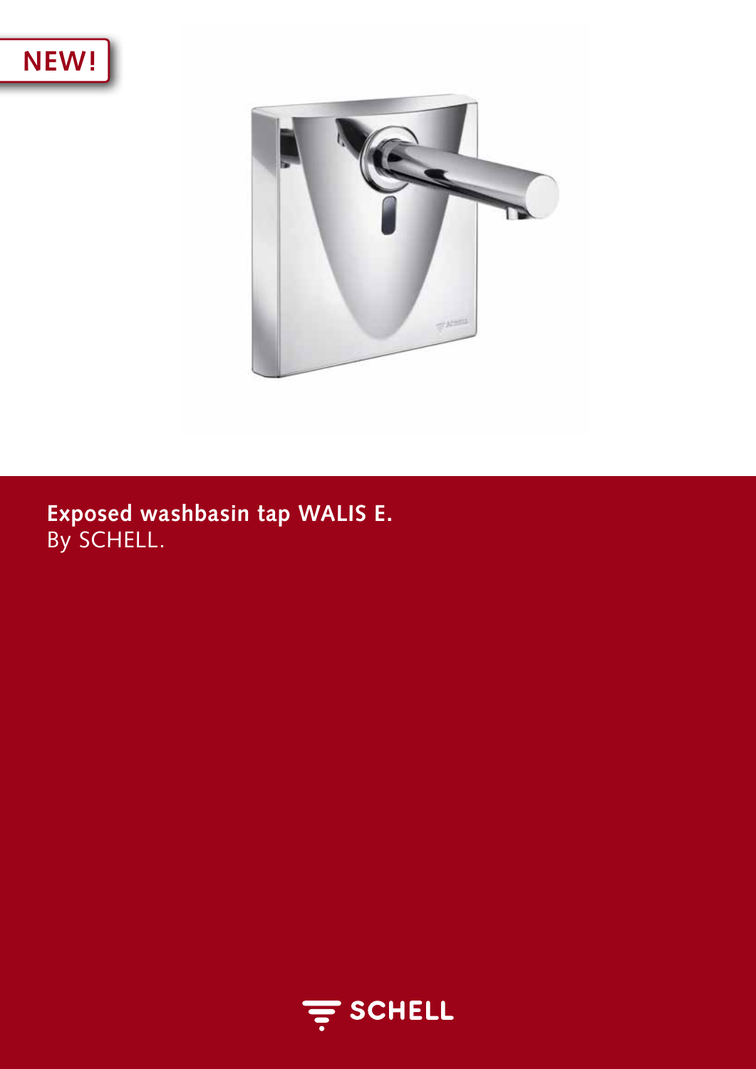NEW!

# Exposed washbasin tap WALIS E.

By SCHELL.

SCHELL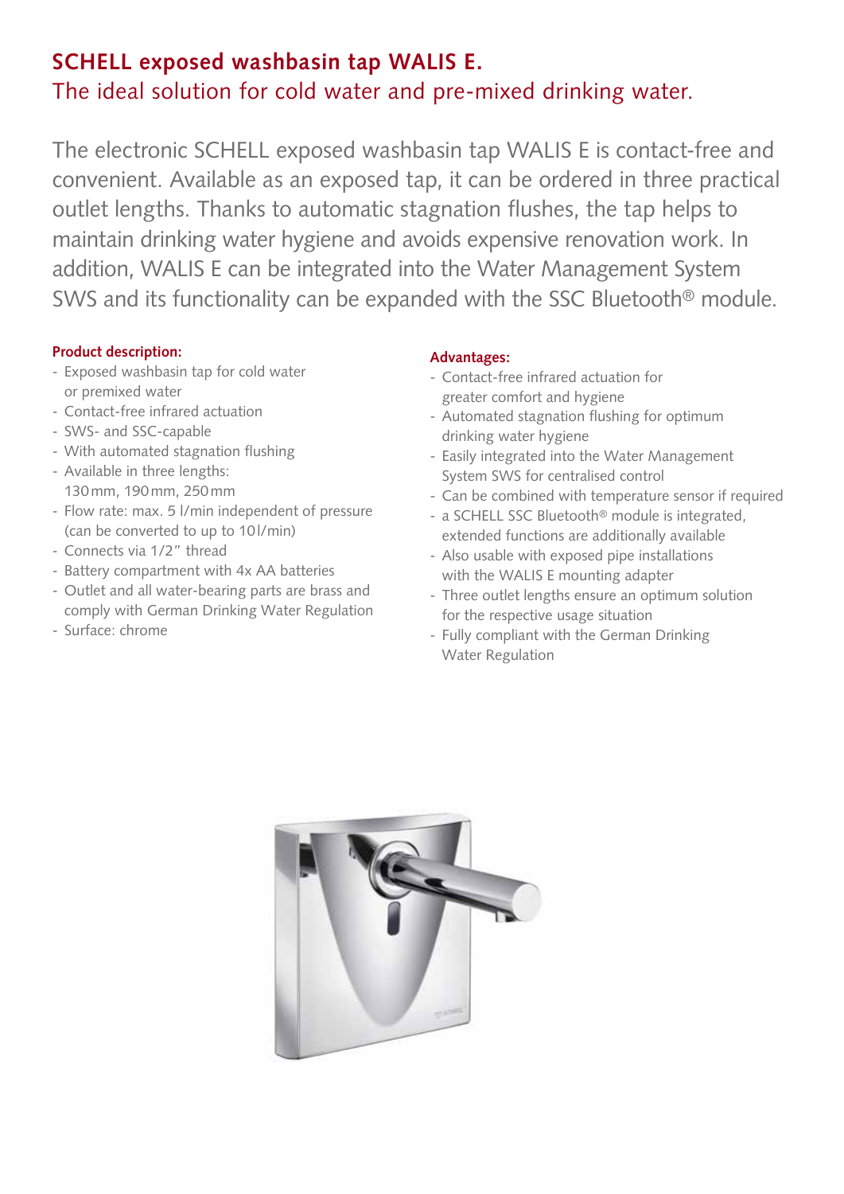# SCHELL exposed washbasin tap WALIS E.

## The ideal solution for cold water and pre-mixed drinking water.

The electronic SCHELL exposed washbasin tap WALIS E is contact-free and convenient. Available as an exposed tap, it can be ordered in three practical outlet lengths. Thanks to automatic stagnation flushes, the tap helps to maintain drinking water hygiene and avoids expensive renovation work. In addition, WALIS E can be integrated into the Water Management System SWS and its functionality can be expanded with the SSC Bluetooth® module.

**Product description:**

- Exposed washbasin tap for cold water or premixed water
- Contact-free infrared actuation
- SWS- and SSC-capable
- With automated stagnation flushing
- Available in three lengths: 130 mm, 190 mm, 250 mm
- Flow rate: max. 5 l/min independent of pressure (can be converted to up to 10 l/min)
- Connects via 1/2" thread
- Battery compartment with 4x AA batteries
- Outlet and all water-bearing parts are brass and comply with German Drinking Water Regulation
- Surface: chrome

**Advantages:**

- Contact-free infrared actuation for greater comfort and hygiene
- Automated stagnation flushing for optimum drinking water hygiene
- Easily integrated into the Water Management System SWS for centralised control
- Can be combined with temperature sensor if required
- a SCHELL SSC Bluetooth® module is integrated, extended functions are additionally available
- Also usable with exposed pipe installations with the WALIS E mounting adapter
- Three outlet lengths ensure an optimum solution for the respective usage situation
- Fully compliant with the German Drinking Water Regulation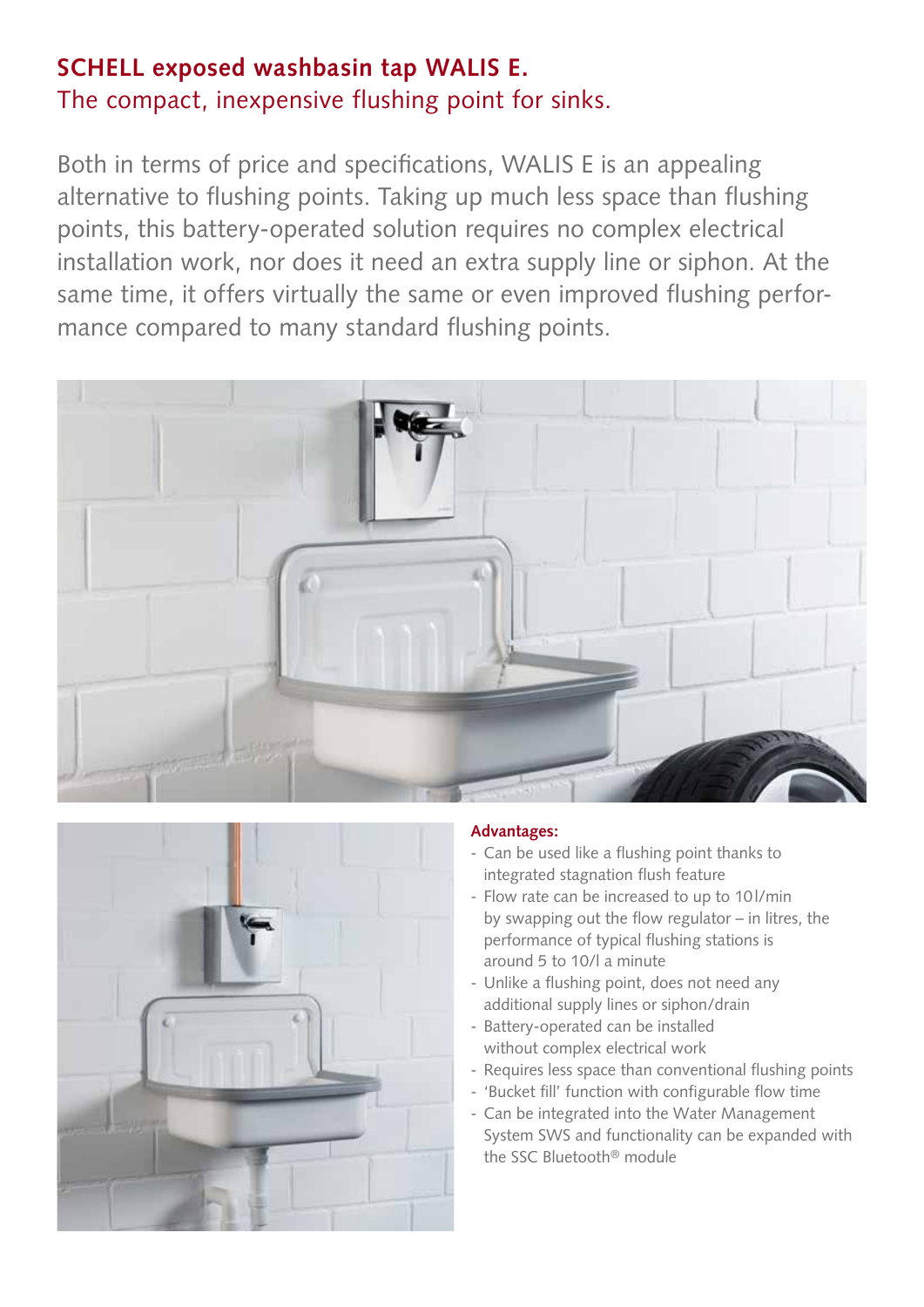## SCHELL exposed washbasin tap WALIS E.

The compact, inexpensive flushing point for sinks.

Both in terms of price and specifications, WALIS E is an appealing alternative to flushing points. Taking up much less space than flushing points, this battery-operated solution requires no complex electrical installation work, nor does it need an extra supply line or siphon. At the same time, it offers virtually the same or even improved flushing performance compared to many standard flushing points.

**Advantages:**

- Can be used like a flushing point thanks to integrated stagnation flush feature
- Flow rate can be increased to up to 10 l/min by swapping out the flow regulator – in litres, the performance of typical flushing stations is around 5 to 10/l a minute
- Unlike a flushing point, does not need any additional supply lines or siphon/drain
- Battery-operated can be installed without complex electrical work
- Requires less space than conventional flushing points
- 'Bucket fill' function with configurable flow time
- Can be integrated into the Water Management System SWS and functionality can be expanded with the SSC Bluetooth® module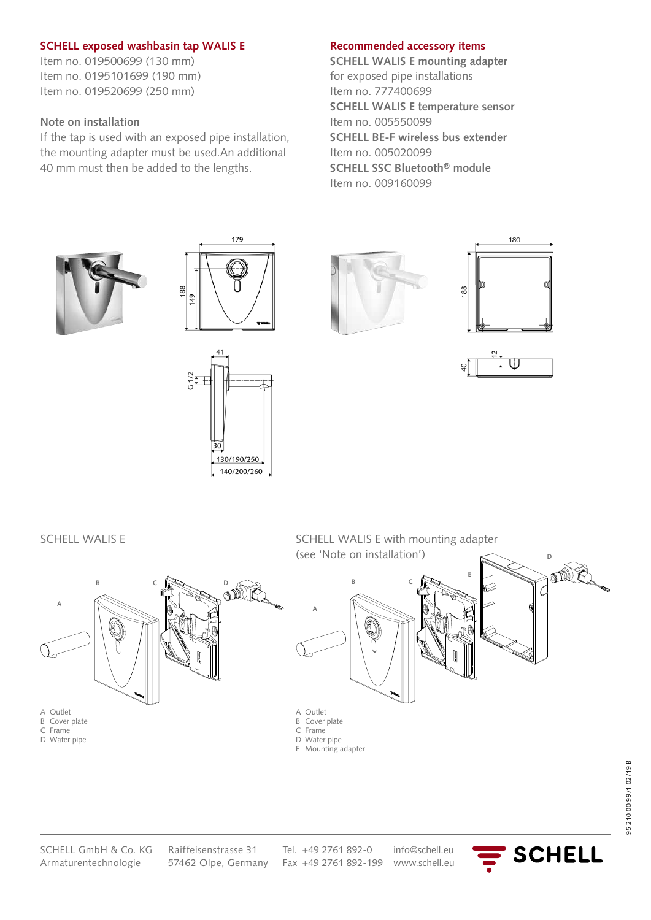## SCHELL exposed washbasin tap WALIS E

Item no. 019500699 (130 mm)
Item no. 0195101699 (190 mm)
Item no. 019520699 (250 mm)

### Note on installation

If the tap is used with an exposed pipe installation, the mounting adapter must be used.An additional 40 mm must then be added to the lengths.

## Recommended accessory items

**SCHELL WALIS E mounting adapter**
for exposed pipe installations
Item no. 777400699

**SCHELL WALIS E temperature sensor**
Item no. 005550099

**SCHELL BE-F wireless bus extender**
Item no. 005020099

**SCHELL SSC Bluetooth® module**
Item no. 009160099

179
188
149
41
G 1/2
30
130/190/250
140/200/260

180
188
12
40

SCHELL WALIS E

A Outlet
B Cover plate
C Frame
D Water pipe

SCHELL WALIS E with mounting adapter
(see 'Note on installation')

A Outlet
B Cover plate
C Frame
D Water pipe
E Mounting adapter

95 210 00 99/1.02/19 B

SCHELL GmbH & Co. KG
Armaturentechnologie

Raiffeisenstrasse 31
57462 Olpe, Germany

Tel. +49 2761 892-0
Fax +49 2761 892-199

info@schell.eu
www.schell.eu

SCHELL